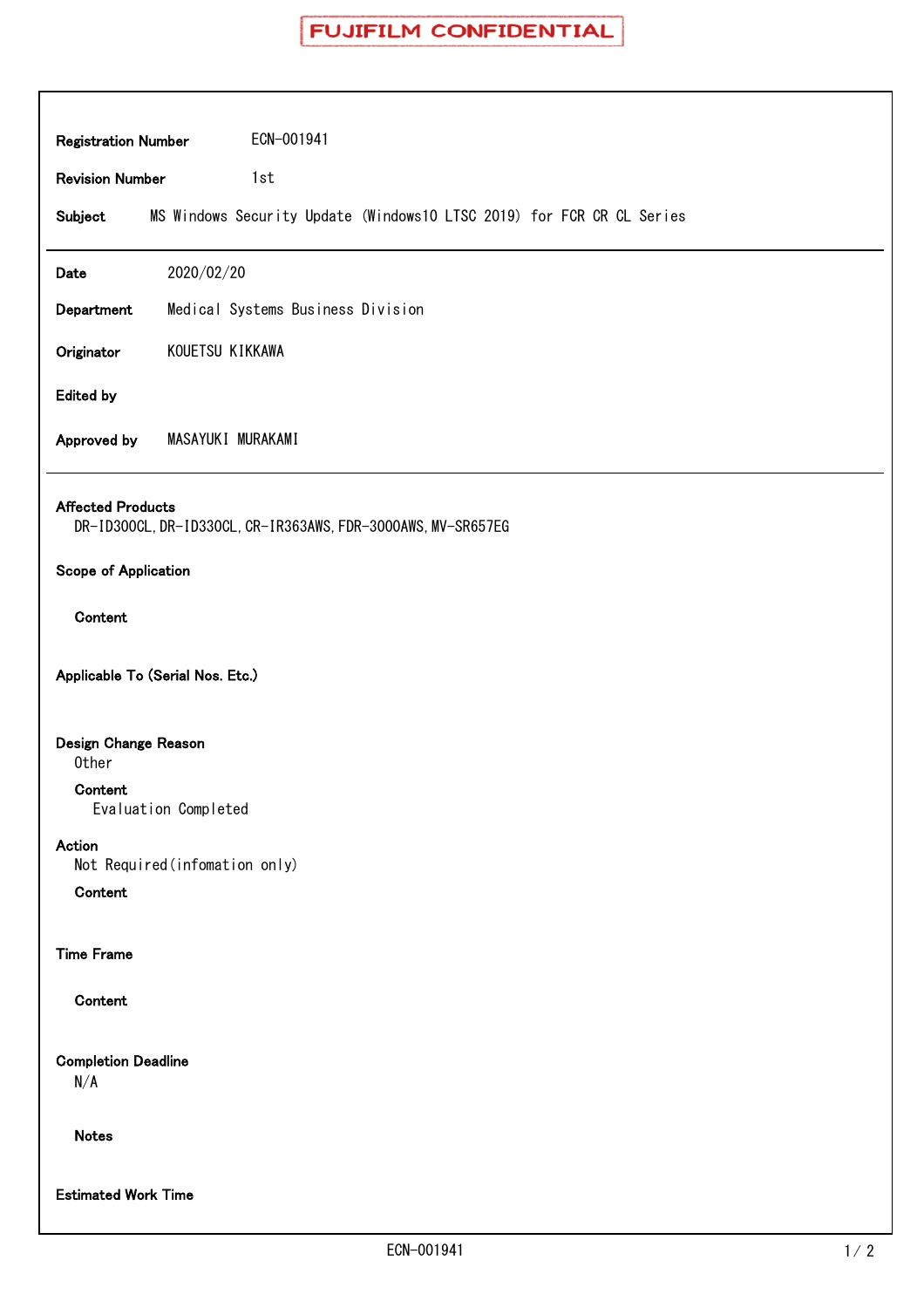**FUJIFILM CONFIDENTIAL**

**Registration Number** ECN-001941

**Revision Number** 1st

**Subject** MS Windows Security Update (Windows10 LTSC 2019) for FCR CR CL Series

---

**Date** 2020/02/20

**Department** Medical Systems Business Division

**Originator** KOUETSU KIKKAWA

**Edited by**

**Approved by** MASAYUKI MURAKAMI

---

**Affected Products**

DR-ID300CL, DR-ID330CL, CR-IR363AWS, FDR-3000AWS, MV-SR657EG

**Scope of Application**

**Content**

**Applicable To (Serial Nos. Etc.)**

**Design Change Reason**

Other

**Content**

Evaluation Completed

**Action**

Not Required(infomation only)

**Content**

**Time Frame**

**Content**

**Completion Deadline**

N/A

**Notes**

**Estimated Work Time**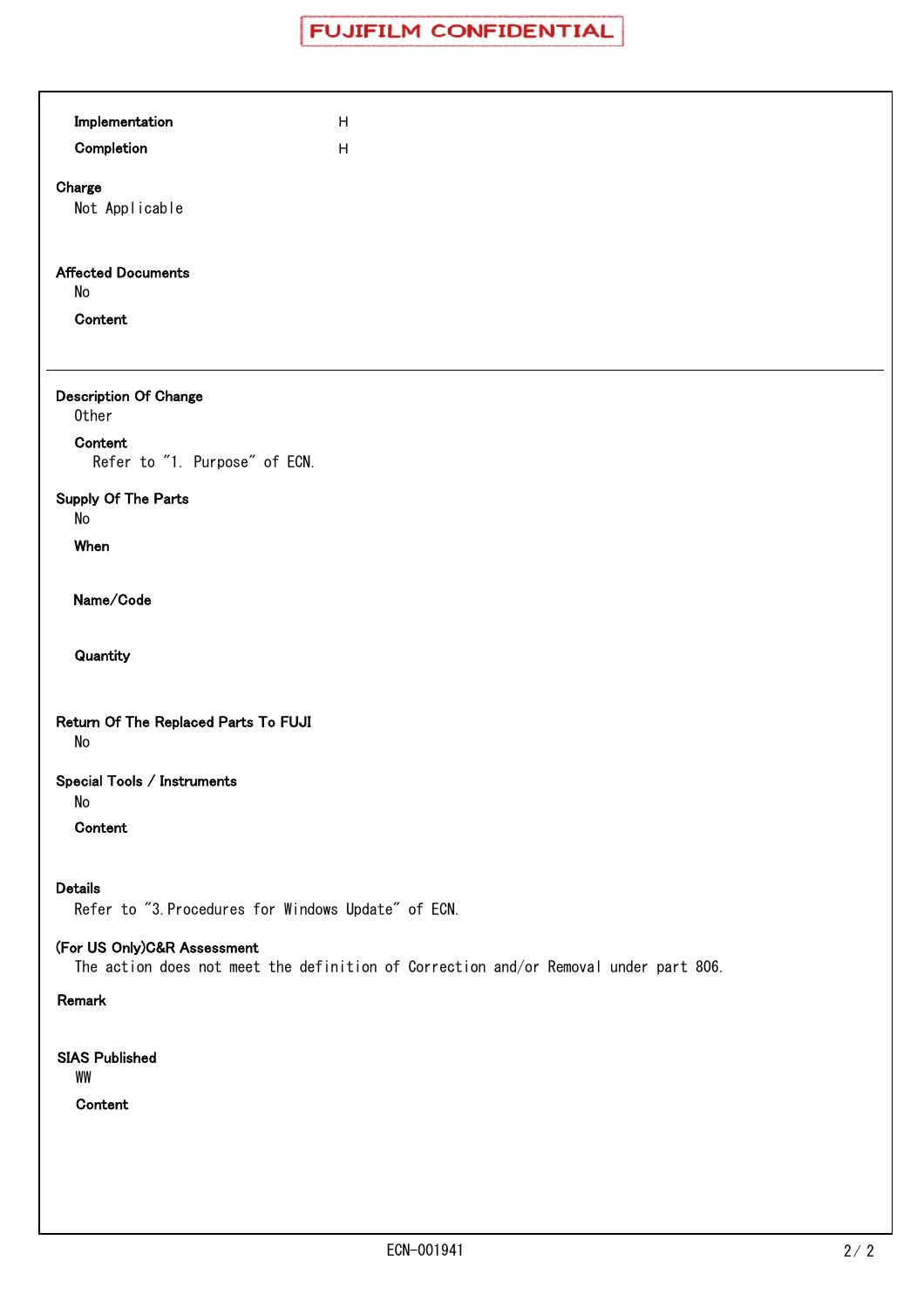FUJIFILM CONFIDENTIAL

**Implementation** H

**Completion** H

**Charge**

Not Applicable

**Affected Documents**

No

**Content**

---

**Description Of Change**

Other

**Content**

Refer to "1. Purpose" of ECN.

**Supply Of The Parts**

No

**When**

**Name/Code**

**Quantity**

**Return Of The Replaced Parts To FUJI**

No

**Special Tools / Instruments**

No

**Content**

**Details**

Refer to "3.Procedures for Windows Update" of ECN.

**(For US Only)C&R Assessment**

The action does not meet the definition of Correction and/or Removal under part 806.

**Remark**

**SIAS Published**

WW

**Content**

ECN-001941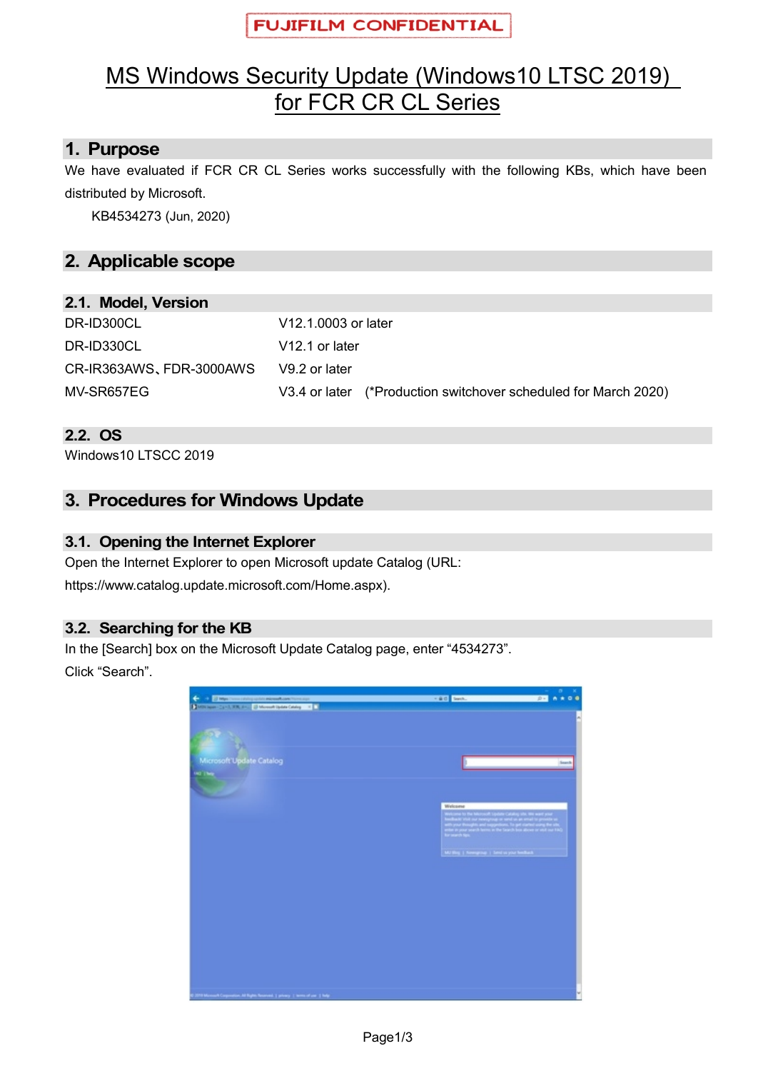FUJIFILM CONFIDENTIAL

# MS Windows Security Update (Windows10 LTSC 2019) for FCR CR CL Series

## 1. Purpose

We have evaluated if FCR CR CL Series works successfully with the following KBs, which have been distributed by Microsoft.

KB4534273 (Jun, 2020)

## 2. Applicable scope

### 2.1. Model, Version

| | |
|---|---|
| DR-ID300CL | V12.1.0003 or later |
| DR-ID330CL | V12.1 or later |
| CR-IR363AWS、FDR-3000AWS | V9.2 or later |
| MV-SR657EG | V3.4 or later (*Production switchover scheduled for March 2020) |

### 2.2. OS

Windows10 LTSCC 2019

## 3. Procedures for Windows Update

### 3.1. Opening the Internet Explorer

Open the Internet Explorer to open Microsoft update Catalog (URL: https://www.catalog.update.microsoft.com/Home.aspx).

### 3.2. Searching for the KB

In the [Search] box on the Microsoft Update Catalog page, enter "4534273".

Click "Search".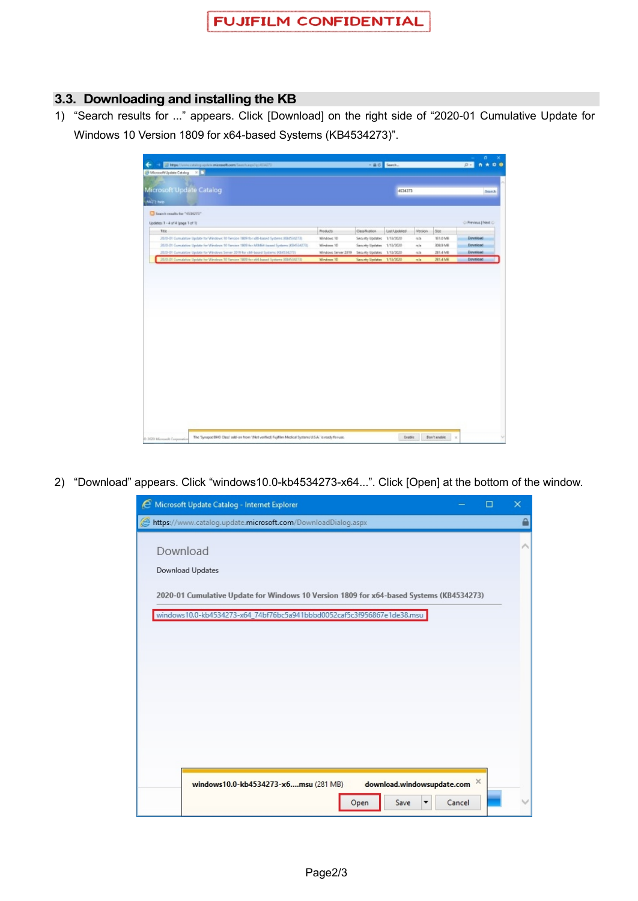## 3.3. Downloading and installing the KB

1) "Search results for ..." appears. Click [Download] on the right side of "2020-01 Cumulative Update for Windows 10 Version 1809 for x64-based Systems (KB4534273)".

2) "Download" appears. Click "windows10.0-kb4534273-x64...". Click [Open] at the bottom of the window.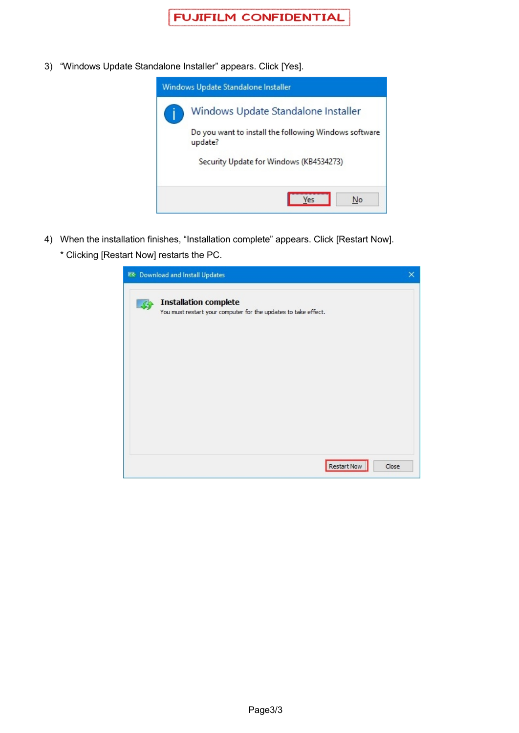FUJIFILM CONFIDENTIAL

3) “Windows Update Standalone Installer” appears. Click [Yes].

Windows Update Standalone Installer

Windows Update Standalone Installer

Do you want to install the following Windows software update?

Security Update for Windows (KB4534273)

Yes No

4) When the installation finishes, “Installation complete” appears. Click [Restart Now].

* Clicking [Restart Now] restarts the PC.

Download and Install Updates

**Installation complete**

You must restart your computer for the updates to take effect.

Restart Now Close